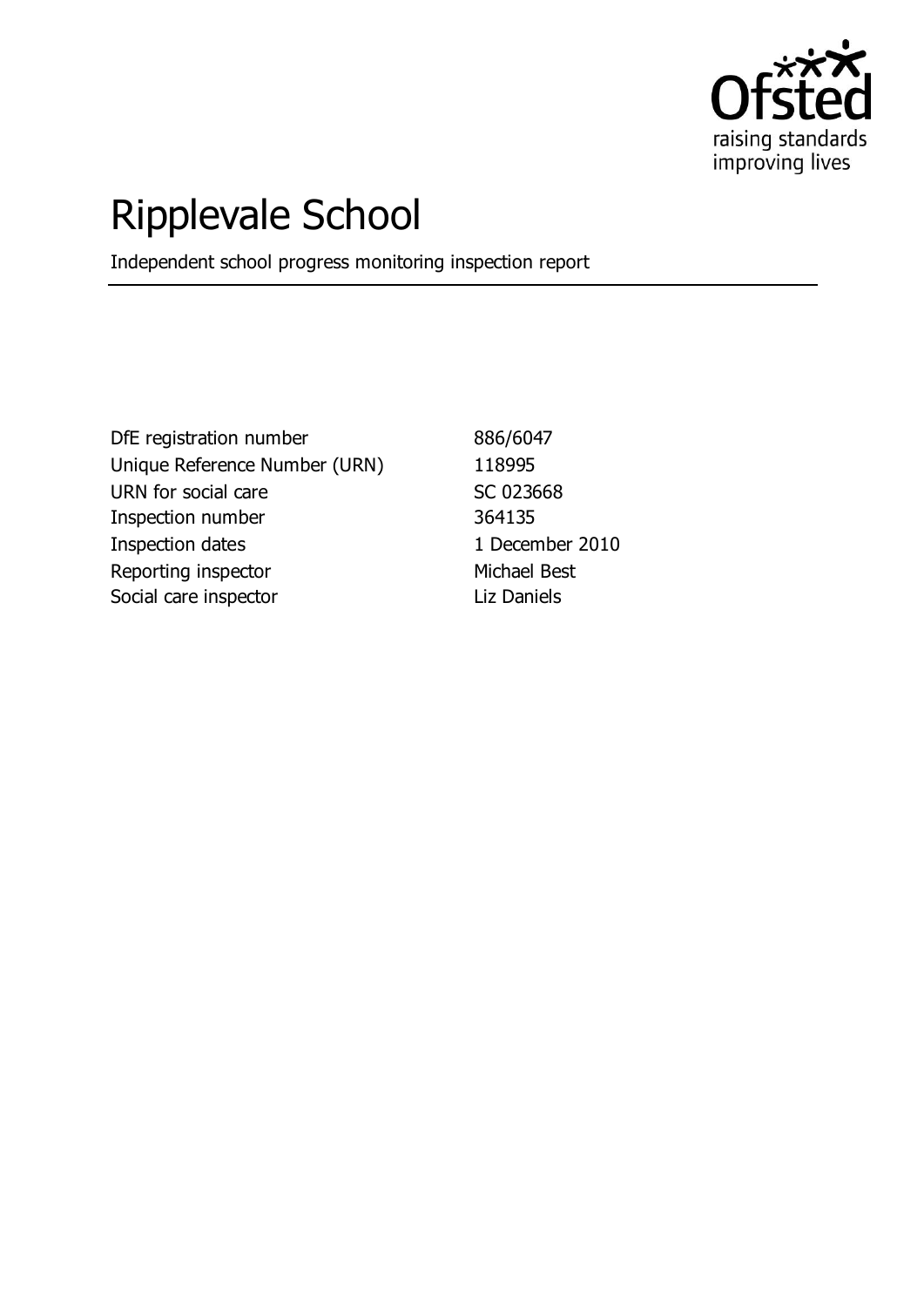# Ripplevale School

Independent school progress monitoring inspection report

| | |
|---|---|
| DfE registration number | 886/6047 |
| Unique Reference Number (URN) | 118995 |
| URN for social care | SC 023668 |
| Inspection number | 364135 |
| Inspection dates | 1 December 2010 |
| Reporting inspector | Michael Best |
| Social care inspector | Liz Daniels |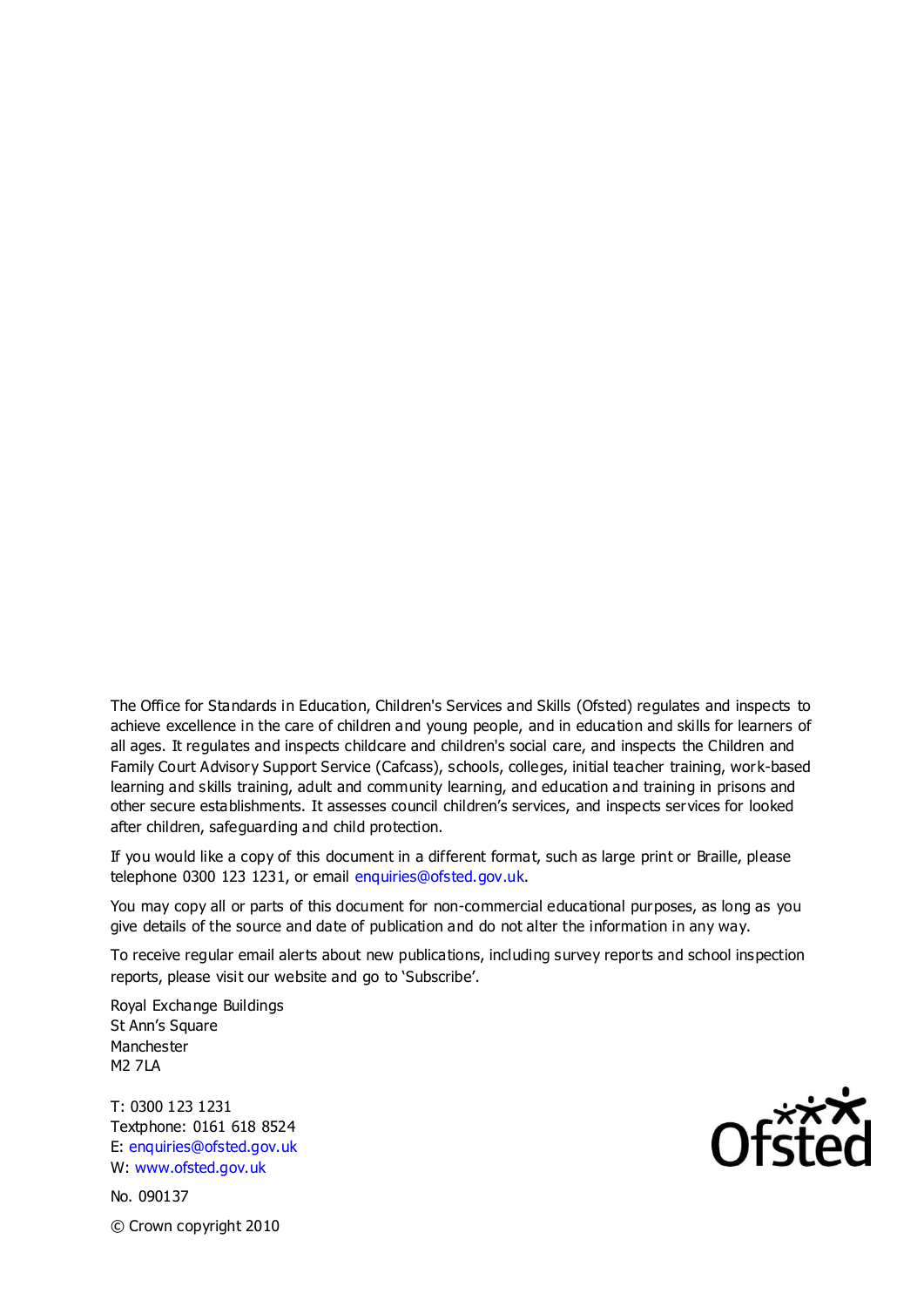The Office for Standards in Education, Children's Services and Skills (Ofsted) regulates and inspects to achieve excellence in the care of children and young people, and in education and skills for learners of all ages. It regulates and inspects childcare and children's social care, and inspects the Children and Family Court Advisory Support Service (Cafcass), schools, colleges, initial teacher training, work-based learning and skills training, adult and community learning, and education and training in prisons and other secure establishments. It assesses council children's services, and inspects services for looked after children, safeguarding and child protection.

If you would like a copy of this document in a different format, such as large print or Braille, please telephone 0300 123 1231, or email enquiries@ofsted.gov.uk.

You may copy all or parts of this document for non-commercial educational purposes, as long as you give details of the source and date of publication and do not alter the information in any way.

To receive regular email alerts about new publications, including survey reports and school inspection reports, please visit our website and go to 'Subscribe'.

Royal Exchange Buildings
St Ann's Square
Manchester
M2 7LA

T: 0300 123 1231
Textphone: 0161 618 8524
E: enquiries@ofsted.gov.uk
W: www.ofsted.gov.uk

No. 090137

© Crown copyright 2010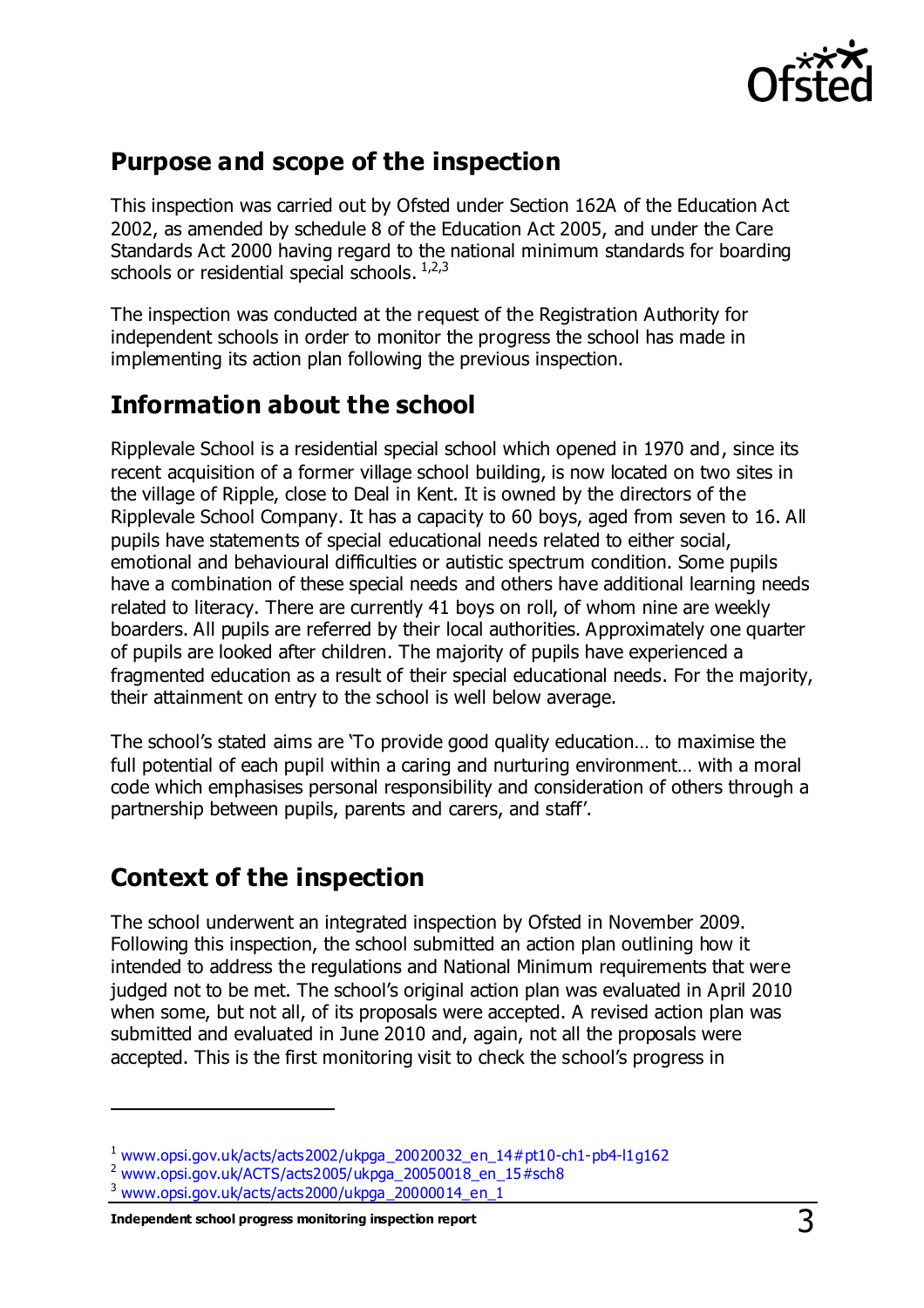## Purpose and scope of the inspection

This inspection was carried out by Ofsted under Section 162A of the Education Act 2002, as amended by schedule 8 of the Education Act 2005, and under the Care Standards Act 2000 having regard to the national minimum standards for boarding schools or residential special schools. [1,2,3]

The inspection was conducted at the request of the Registration Authority for independent schools in order to monitor the progress the school has made in implementing its action plan following the previous inspection.

## Information about the school

Ripplevale School is a residential special school which opened in 1970 and, since its recent acquisition of a former village school building, is now located on two sites in the village of Ripple, close to Deal in Kent. It is owned by the directors of the Ripplevale School Company. It has a capacity to 60 boys, aged from seven to 16. All pupils have statements of special educational needs related to either social, emotional and behavioural difficulties or autistic spectrum condition. Some pupils have a combination of these special needs and others have additional learning needs related to literacy. There are currently 41 boys on roll, of whom nine are weekly boarders. All pupils are referred by their local authorities. Approximately one quarter of pupils are looked after children. The majority of pupils have experienced a fragmented education as a result of their special educational needs. For the majority, their attainment on entry to the school is well below average.

The school's stated aims are 'To provide good quality education… to maximise the full potential of each pupil within a caring and nurturing environment… with a moral code which emphasises personal responsibility and consideration of others through a partnership between pupils, parents and carers, and staff'.

## Context of the inspection

The school underwent an integrated inspection by Ofsted in November 2009. Following this inspection, the school submitted an action plan outlining how it intended to address the regulations and National Minimum requirements that were judged not to be met. The school's original action plan was evaluated in April 2010 when some, but not all, of its proposals were accepted. A revised action plan was submitted and evaluated in June 2010 and, again, not all the proposals were accepted. This is the first monitoring visit to check the school's progress in

---

[1] www.opsi.gov.uk/acts/acts2002/ukpga_20020032_en_14#pt10-ch1-pb4-l1g162
[2] www.opsi.gov.uk/ACTS/acts2005/ukpga_20050018_en_15#sch8
[3] www.opsi.gov.uk/acts/acts2000/ukpga_20000014_en_1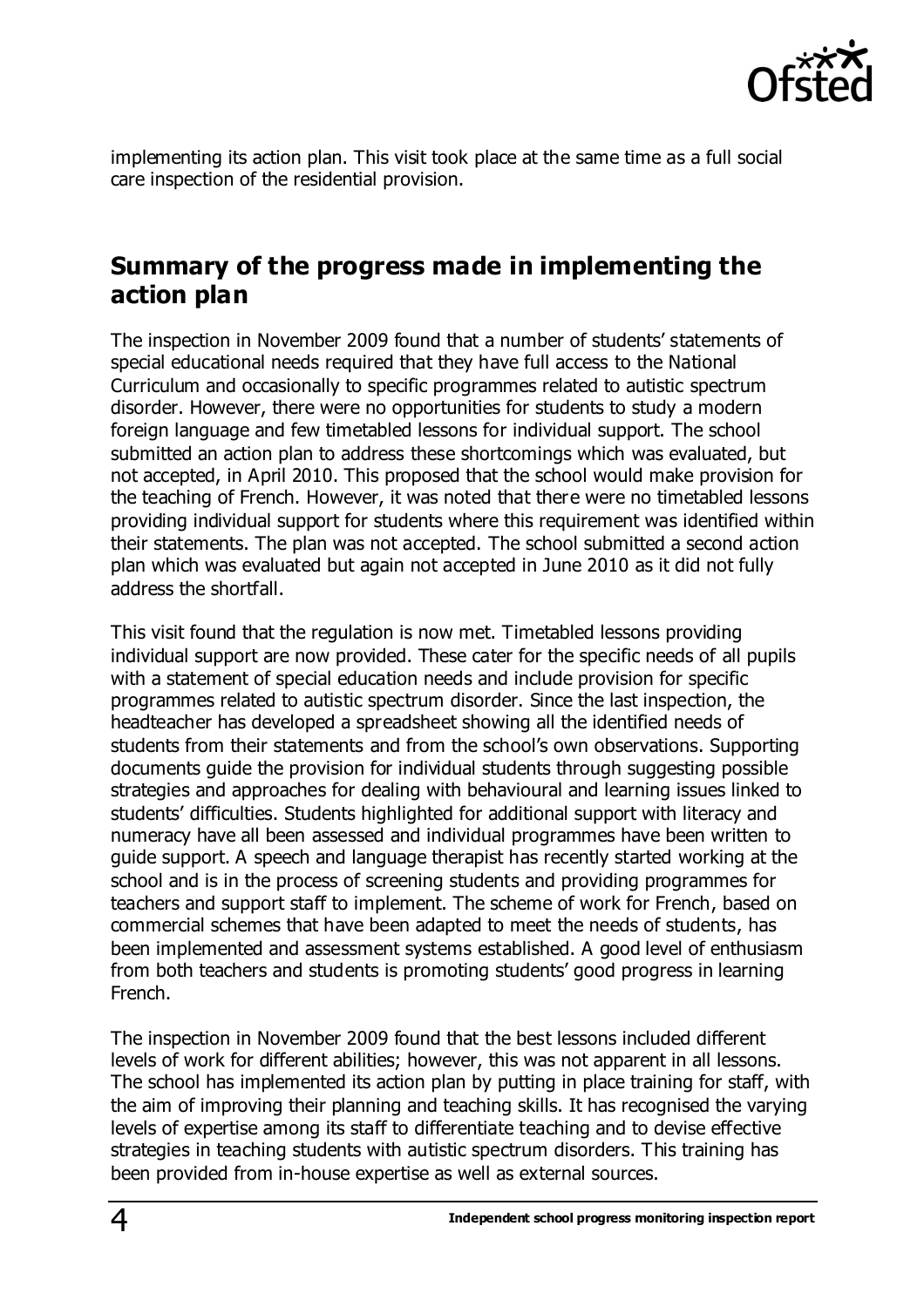implementing its action plan. This visit took place at the same time as a full social care inspection of the residential provision.

## Summary of the progress made in implementing the action plan

The inspection in November 2009 found that a number of students' statements of special educational needs required that they have full access to the National Curriculum and occasionally to specific programmes related to autistic spectrum disorder. However, there were no opportunities for students to study a modern foreign language and few timetabled lessons for individual support. The school submitted an action plan to address these shortcomings which was evaluated, but not accepted, in April 2010. This proposed that the school would make provision for the teaching of French. However, it was noted that there were no timetabled lessons providing individual support for students where this requirement was identified within their statements. The plan was not accepted. The school submitted a second action plan which was evaluated but again not accepted in June 2010 as it did not fully address the shortfall.

This visit found that the regulation is now met. Timetabled lessons providing individual support are now provided. These cater for the specific needs of all pupils with a statement of special education needs and include provision for specific programmes related to autistic spectrum disorder. Since the last inspection, the headteacher has developed a spreadsheet showing all the identified needs of students from their statements and from the school's own observations. Supporting documents guide the provision for individual students through suggesting possible strategies and approaches for dealing with behavioural and learning issues linked to students' difficulties. Students highlighted for additional support with literacy and numeracy have all been assessed and individual programmes have been written to guide support. A speech and language therapist has recently started working at the school and is in the process of screening students and providing programmes for teachers and support staff to implement. The scheme of work for French, based on commercial schemes that have been adapted to meet the needs of students, has been implemented and assessment systems established. A good level of enthusiasm from both teachers and students is promoting students' good progress in learning French.

The inspection in November 2009 found that the best lessons included different levels of work for different abilities; however, this was not apparent in all lessons. The school has implemented its action plan by putting in place training for staff, with the aim of improving their planning and teaching skills. It has recognised the varying levels of expertise among its staff to differentiate teaching and to devise effective strategies in teaching students with autistic spectrum disorders. This training has been provided from in-house expertise as well as external sources.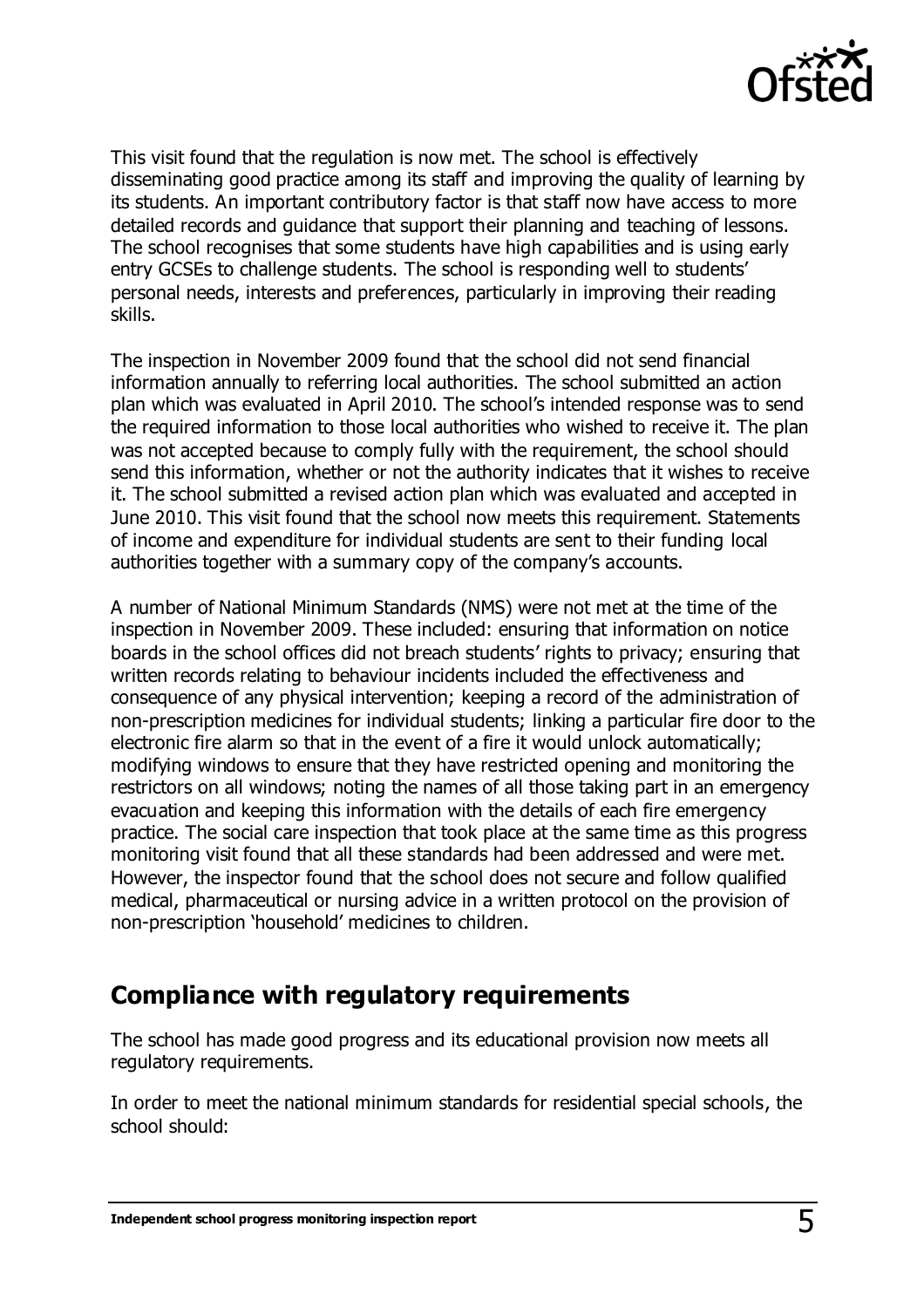This visit found that the regulation is now met. The school is effectively disseminating good practice among its staff and improving the quality of learning by its students. An important contributory factor is that staff now have access to more detailed records and guidance that support their planning and teaching of lessons. The school recognises that some students have high capabilities and is using early entry GCSEs to challenge students. The school is responding well to students' personal needs, interests and preferences, particularly in improving their reading skills.

The inspection in November 2009 found that the school did not send financial information annually to referring local authorities. The school submitted an action plan which was evaluated in April 2010. The school's intended response was to send the required information to those local authorities who wished to receive it. The plan was not accepted because to comply fully with the requirement, the school should send this information, whether or not the authority indicates that it wishes to receive it. The school submitted a revised action plan which was evaluated and accepted in June 2010. This visit found that the school now meets this requirement. Statements of income and expenditure for individual students are sent to their funding local authorities together with a summary copy of the company's accounts.

A number of National Minimum Standards (NMS) were not met at the time of the inspection in November 2009. These included: ensuring that information on notice boards in the school offices did not breach students' rights to privacy; ensuring that written records relating to behaviour incidents included the effectiveness and consequence of any physical intervention; keeping a record of the administration of non-prescription medicines for individual students; linking a particular fire door to the electronic fire alarm so that in the event of a fire it would unlock automatically; modifying windows to ensure that they have restricted opening and monitoring the restrictors on all windows; noting the names of all those taking part in an emergency evacuation and keeping this information with the details of each fire emergency practice. The social care inspection that took place at the same time as this progress monitoring visit found that all these standards had been addressed and were met. However, the inspector found that the school does not secure and follow qualified medical, pharmaceutical or nursing advice in a written protocol on the provision of non-prescription 'household' medicines to children.

## Compliance with regulatory requirements

The school has made good progress and its educational provision now meets all regulatory requirements.

In order to meet the national minimum standards for residential special schools, the school should: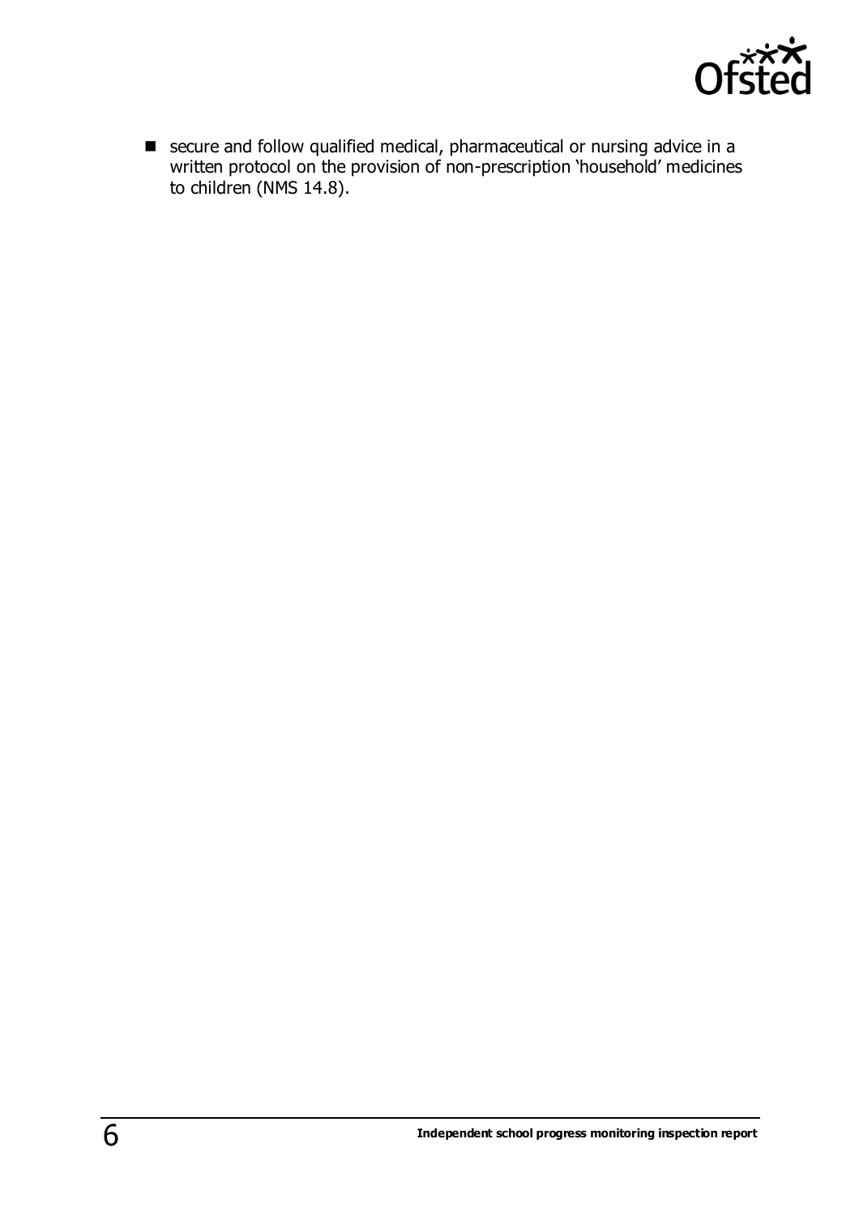- secure and follow qualified medical, pharmaceutical or nursing advice in a written protocol on the provision of non-prescription 'household' medicines to children (NMS 14.8).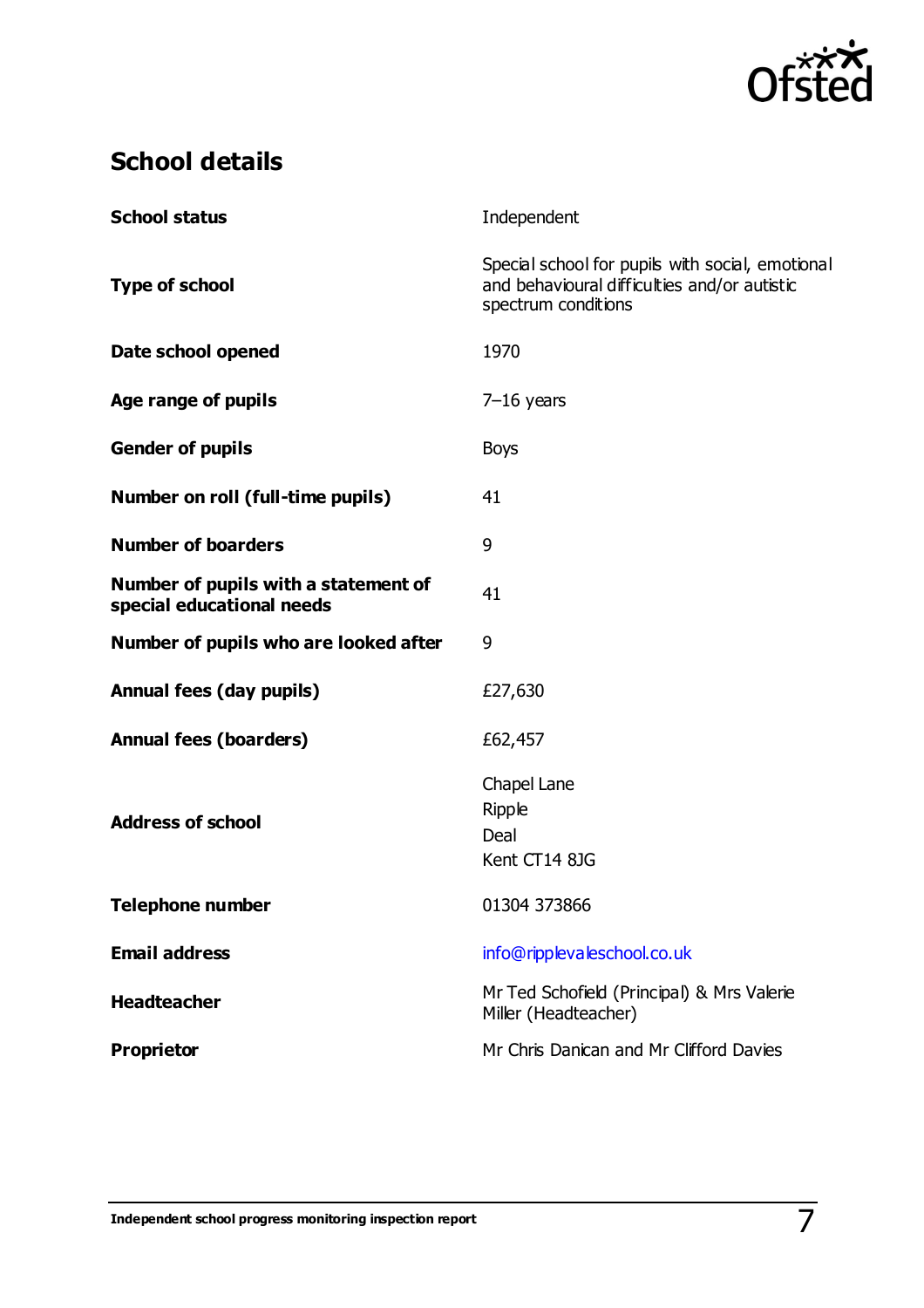## School details

| | |
|---|---|
| **School status** | Independent |
| **Type of school** | Special school for pupils with social, emotional and behavioural difficulties and/or autistic spectrum conditions |
| **Date school opened** | 1970 |
| **Age range of pupils** | 7–16 years |
| **Gender of pupils** | Boys |
| **Number on roll (full-time pupils)** | 41 |
| **Number of boarders** | 9 |
| **Number of pupils with a statement of special educational needs** | 41 |
| **Number of pupils who are looked after** | 9 |
| **Annual fees (day pupils)** | £27,630 |
| **Annual fees (boarders)** | £62,457 |
| **Address of school** | Chapel Lane<br>Ripple<br>Deal<br>Kent CT14 8JG |
| **Telephone number** | 01304 373866 |
| **Email address** | info@ripplevaleschool.co.uk |
| **Headteacher** | Mr Ted Schofield (Principal) & Mrs Valerie Miller (Headteacher) |
| **Proprietor** | Mr Chris Danican and Mr Clifford Davies |

Independent school progress monitoring inspection report